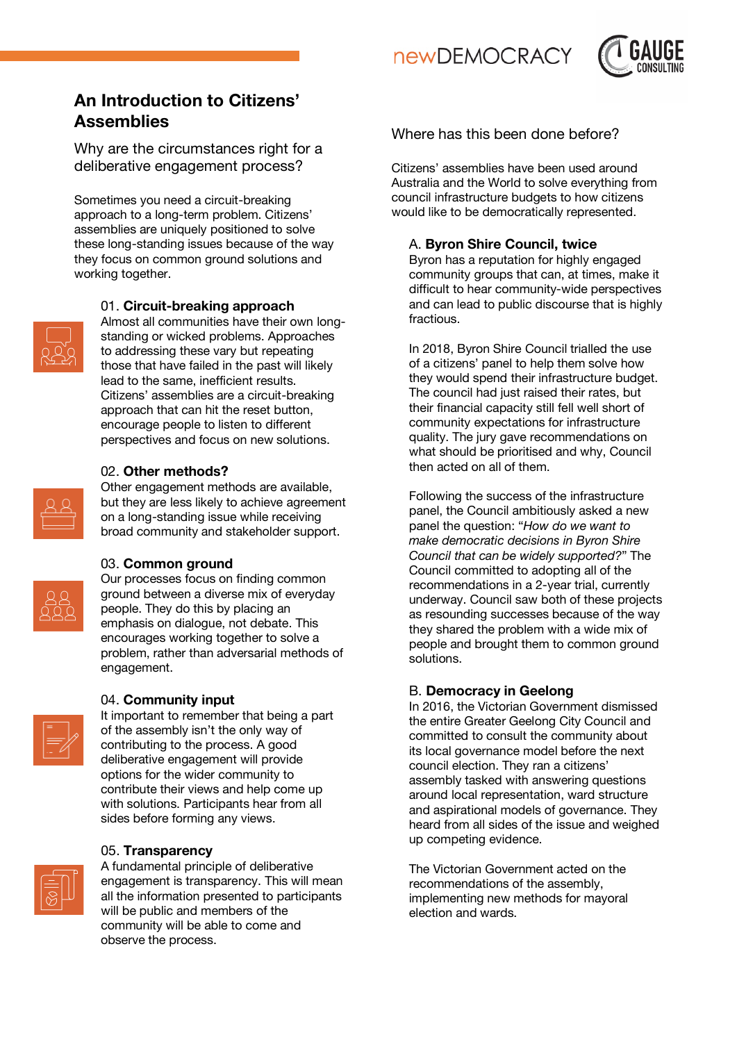# An Introduction to Citizens' Assemblies

## Why are the circumstances right for a deliberative engagement process?

Sometimes you need a circuit-breaking approach to a long-term problem. Citizens' assemblies are uniquely positioned to solve these long-standing issues because of the way they focus on common ground solutions and working together.

### 01. Circuit-breaking approach

Almost all communities have their own long-standing or wicked problems. Approaches to addressing these vary but repeating those that have failed in the past will likely lead to the same, inefficient results. Citizens' assemblies are a circuit-breaking approach that can hit the reset button, encourage people to listen to different perspectives and focus on new solutions.

### 02. Other methods?

Other engagement methods are available, but they are less likely to achieve agreement on a long-standing issue while receiving broad community and stakeholder support.

### 03. Common ground

Our processes focus on finding common ground between a diverse mix of everyday people. They do this by placing an emphasis on dialogue, not debate. This encourages working together to solve a problem, rather than adversarial methods of engagement.

### 04. Community input

It important to remember that being a part of the assembly isn't the only way of contributing to the process. A good deliberative engagement will provide options for the wider community to contribute their views and help come up with solutions. Participants hear from all sides before forming any views.

### 05. Transparency

A fundamental principle of deliberative engagement is transparency. This will mean all the information presented to participants will be public and members of the community will be able to come and observe the process.

## Where has this been done before?

Citizens' assemblies have been used around Australia and the World to solve everything from council infrastructure budgets to how citizens would like to be democratically represented.

### A. Byron Shire Council, twice

Byron has a reputation for highly engaged community groups that can, at times, make it difficult to hear community-wide perspectives and can lead to public discourse that is highly fractious.

In 2018, Byron Shire Council trialled the use of a citizens' panel to help them solve how they would spend their infrastructure budget. The council had just raised their rates, but their financial capacity still fell well short of community expectations for infrastructure quality. The jury gave recommendations on what should be prioritised and why, Council then acted on all of them.

Following the success of the infrastructure panel, the Council ambitiously asked a new panel the question: "*How do we want to make democratic decisions in Byron Shire Council that can be widely supported?*" The Council committed to adopting all of the recommendations in a 2-year trial, currently underway. Council saw both of these projects as resounding successes because of the way they shared the problem with a wide mix of people and brought them to common ground solutions.

### B. Democracy in Geelong

In 2016, the Victorian Government dismissed the entire Greater Geelong City Council and committed to consult the community about its local governance model before the next council election. They ran a citizens' assembly tasked with answering questions around local representation, ward structure and aspirational models of governance. They heard from all sides of the issue and weighed up competing evidence.

The Victorian Government acted on the recommendations of the assembly, implementing new methods for mayoral election and wards.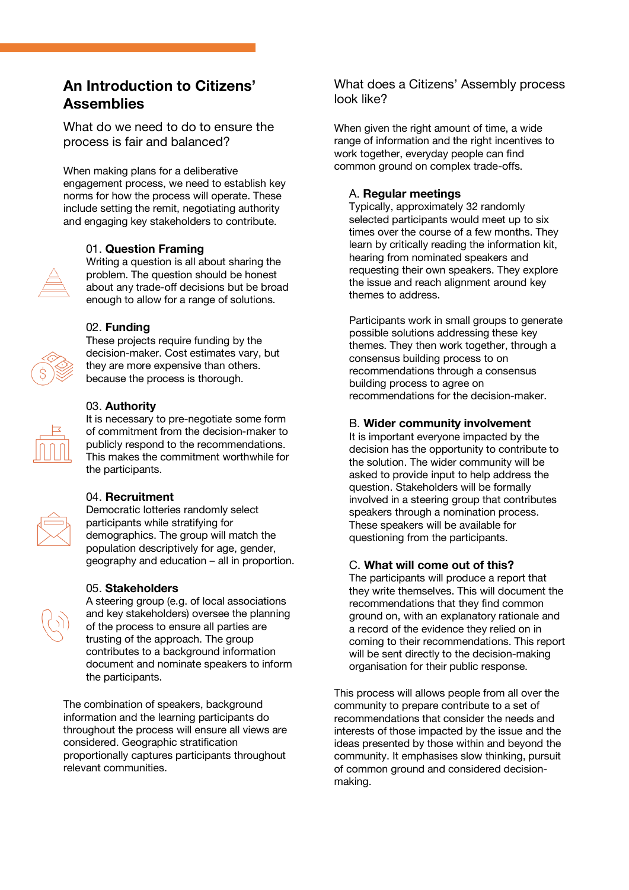## An Introduction to Citizens' Assemblies

### What do we need to do to ensure the process is fair and balanced?

When making plans for a deliberative engagement process, we need to establish key norms for how the process will operate. These include setting the remit, negotiating authority and engaging key stakeholders to contribute.

01. **Question Framing**
Writing a question is all about sharing the problem. The question should be honest about any trade-off decisions but be broad enough to allow for a range of solutions.

02. **Funding**
These projects require funding by the decision-maker. Cost estimates vary, but they are more expensive than others. because the process is thorough.

03. **Authority**
It is necessary to pre-negotiate some form of commitment from the decision-maker to publicly respond to the recommendations. This makes the commitment worthwhile for the participants.

04. **Recruitment**
Democratic lotteries randomly select participants while stratifying for demographics. The group will match the population descriptively for age, gender, geography and education – all in proportion.

05. **Stakeholders**
A steering group (e.g. of local associations and key stakeholders) oversee the planning of the process to ensure all parties are trusting of the approach. The group contributes to a background information document and nominate speakers to inform the participants.

The combination of speakers, background information and the learning participants do throughout the process will ensure all views are considered. Geographic stratification proportionally captures participants throughout relevant communities.

### What does a Citizens' Assembly process look like?

When given the right amount of time, a wide range of information and the right incentives to work together, everyday people can find common ground on complex trade-offs.

A. **Regular meetings**
Typically, approximately 32 randomly selected participants would meet up to six times over the course of a few months. They learn by critically reading the information kit, hearing from nominated speakers and requesting their own speakers. They explore the issue and reach alignment around key themes to address.

Participants work in small groups to generate possible solutions addressing these key themes. They then work together, through a consensus building process to on recommendations through a consensus building process to agree on recommendations for the decision-maker.

B. **Wider community involvement**
It is important everyone impacted by the decision has the opportunity to contribute to the solution. The wider community will be asked to provide input to help address the question. Stakeholders will be formally involved in a steering group that contributes speakers through a nomination process. These speakers will be available for questioning from the participants.

C. **What will come out of this?**
The participants will produce a report that they write themselves. This will document the recommendations that they find common ground on, with an explanatory rationale and a record of the evidence they relied on in coming to their recommendations. This report will be sent directly to the decision-making organisation for their public response.

This process will allows people from all over the community to prepare contribute to a set of recommendations that consider the needs and interests of those impacted by the issue and the ideas presented by those within and beyond the community. It emphasises slow thinking, pursuit of common ground and considered decision-making.